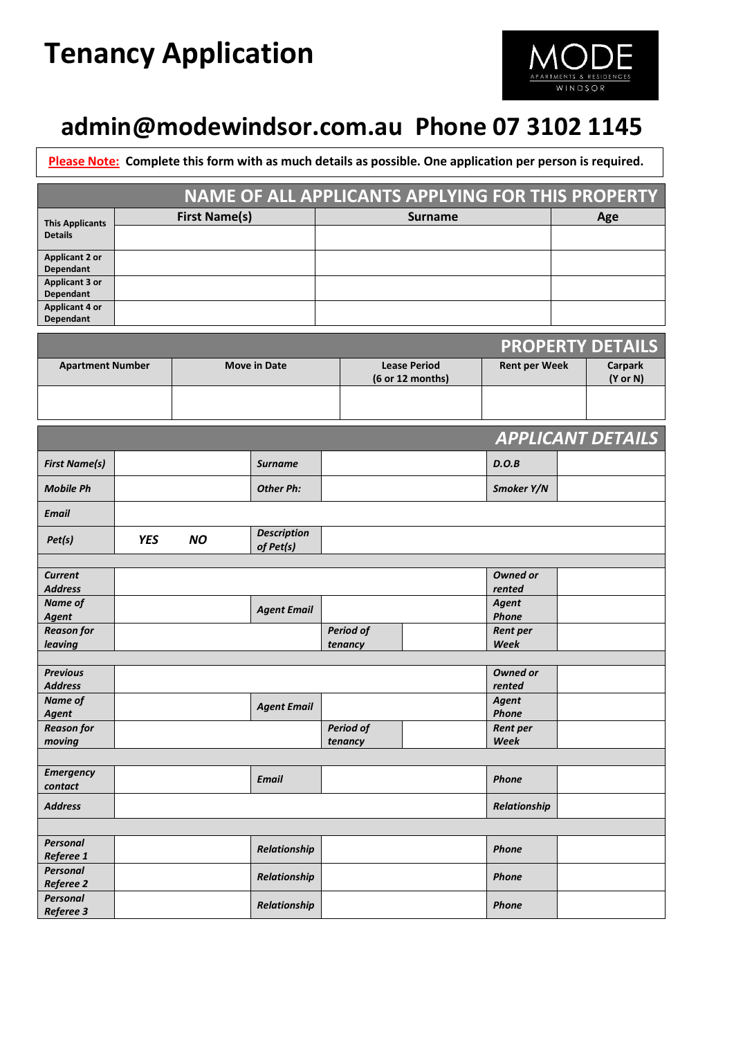# Tenancy Application

MODE APARTMENTS & RESIDENCES WINDSOR

## admin@modewindsor.com.au  Phone 07 3102 1145

**Please Note:** **Complete this form with as much details as possible. One application per person is required.**

| NAME OF ALL APPLICANTS APPLYING FOR THIS PROPERTY | | | |
|---|---|---|---|
| | **First Name(s)** | **Surname** | **Age** |
| **This Applicants Details** | | | |
| **Applicant 2 or Dependant** | | | |
| **Applicant 3 or Dependant** | | | |
| **Applicant 4 or Dependant** | | | |

| PROPERTY DETAILS | | | | |
|---|---|---|---|---|
| **Apartment Number** | **Move in Date** | **Lease Period (6 or 12 months)** | **Rent per Week** | **Carpark (Y or N)** |
| | | | | |

| *APPLICANT DETAILS* | | | | | |
|---|---|---|---|---|---|
| ***First Name(s)*** | | ***Surname*** | | ***D.O.B*** | |
| ***Mobile Ph*** | | ***Other Ph:*** | | ***Smoker Y/N*** | |
| ***Email*** | | | | | |
| ***Pet(s)*** | ***YES*** ***NO*** | ***Description of Pet(s)*** | | | |
| | | | | | |
| ***Current Address*** | | | | ***Owned or rented*** | |
| ***Name of Agent*** | | ***Agent Email*** | | ***Agent Phone*** | |
| ***Reason for leaving*** | | ***Period of tenancy*** | | ***Rent per Week*** | |
| | | | | | |
| ***Previous Address*** | | | | ***Owned or rented*** | |
| ***Name of Agent*** | | ***Agent Email*** | | ***Agent Phone*** | |
| ***Reason for moving*** | | ***Period of tenancy*** | | ***Rent per Week*** | |
| | | | | | |
| ***Emergency contact*** | | ***Email*** | | ***Phone*** | |
| ***Address*** | | | | ***Relationship*** | |
| | | | | | |
| ***Personal Referee 1*** | | ***Relationship*** | | ***Phone*** | |
| ***Personal Referee 2*** | | ***Relationship*** | | ***Phone*** | |
| ***Personal Referee 3*** | | ***Relationship*** | | ***Phone*** | |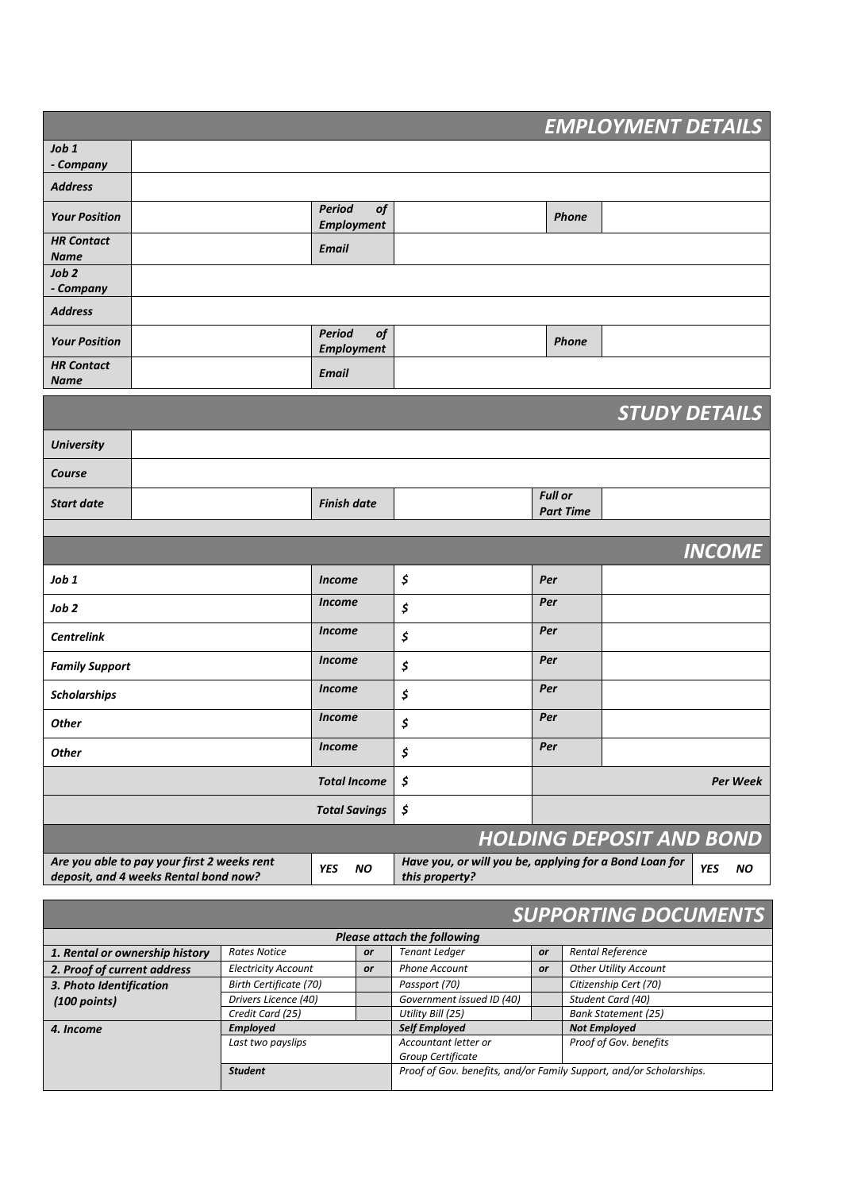## EMPLOYMENT DETAILS

| | | | | | |
|---|---|---|---|---|---|
| ***Job 1 - Company*** | | | | | |
| ***Address*** | | | | | |
| ***Your Position*** | | ***Period of Employment*** | | ***Phone*** | |
| ***HR Contact Name*** | | ***Email*** | | | |
| ***Job 2 - Company*** | | | | | |
| ***Address*** | | | | | |
| ***Your Position*** | | ***Period of Employment*** | | ***Phone*** | |
| ***HR Contact Name*** | | ***Email*** | | | |

## STUDY DETAILS

| | | | | | |
|---|---|---|---|---|---|
| ***University*** | | | | | |
| ***Course*** | | | | | |
| ***Start date*** | | ***Finish date*** | | ***Full or Part Time*** | |

## INCOME

| | | | | |
|---|---|---|---|---|
| ***Job 1*** | ***Income*** | ***$*** | ***Per*** | |
| ***Job 2*** | ***Income*** | ***$*** | ***Per*** | |
| ***Centrelink*** | ***Income*** | ***$*** | ***Per*** | |
| ***Family Support*** | ***Income*** | ***$*** | ***Per*** | |
| ***Scholarships*** | ***Income*** | ***$*** | ***Per*** | |
| ***Other*** | ***Income*** | ***$*** | ***Per*** | |
| ***Other*** | ***Income*** | ***$*** | ***Per*** | |
| | ***Total Income*** | ***$*** | | ***Per Week*** |
| | ***Total Savings*** | ***$*** | | |

## HOLDING DEPOSIT AND BOND

| | | | |
|---|---|---|---|
| ***Are you able to pay your first 2 weeks rent deposit, and 4 weeks Rental bond now?*** | ***YES NO*** | ***Have you, or will you be, applying for a Bond Loan for this property?*** | ***YES NO*** |

## SUPPORTING DOCUMENTS

***Please attach the following***

| | | | | | |
|---|---|---|---|---|---|
| ***1. Rental or ownership history*** | *Rates Notice* | ***or*** | *Tenant Ledger* | ***or*** | *Rental Reference* |
| ***2. Proof of current address*** | *Electricity Account* | ***or*** | *Phone Account* | ***or*** | *Other Utility Account* |
| ***3. Photo Identification (100 points)*** | *Birth Certificate (70)* | | *Passport (70)* | | *Citizenship Cert (70)* |
| | *Drivers Licence (40)* | | *Government issued ID (40)* | | *Student Card (40)* |
| | *Credit Card (25)* | | *Utility Bill (25)* | | *Bank Statement (25)* |
| ***4. Income*** | ***Employed*** | | ***Self Employed*** | | ***Not Employed*** |
| | *Last two payslips* | | *Accountant letter or Group Certificate* | | *Proof of Gov. benefits* |
| | ***Student*** | | *Proof of Gov. benefits, and/or Family Support, and/or Scholarships.* | | |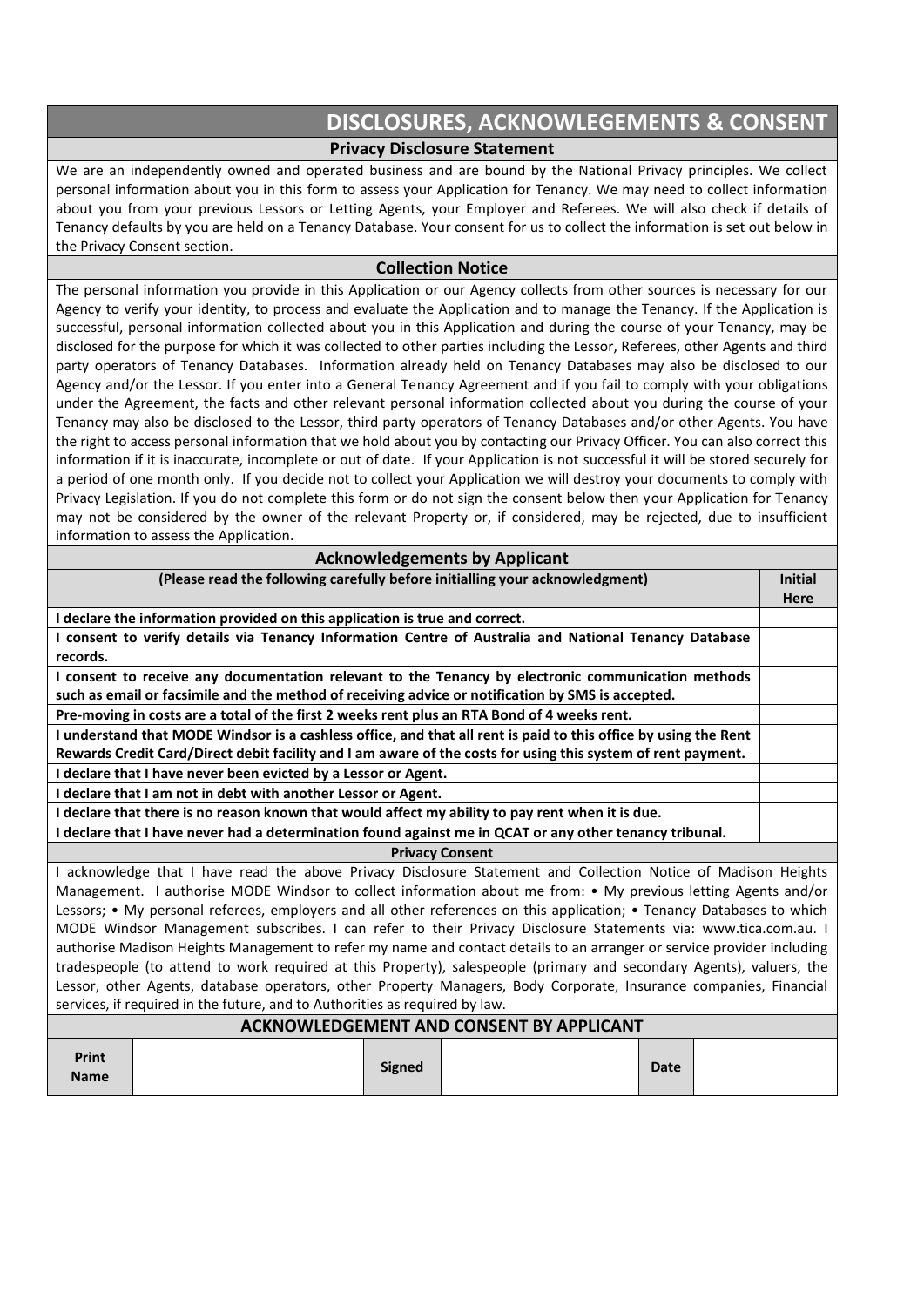# DISCLOSURES, ACKNOWLEGEMENTS & CONSENT

## Privacy Disclosure Statement

We are an independently owned and operated business and are bound by the National Privacy principles. We collect personal information about you in this form to assess your Application for Tenancy. We may need to collect information about you from your previous Lessors or Letting Agents, your Employer and Referees. We will also check if details of Tenancy defaults by you are held on a Tenancy Database. Your consent for us to collect the information is set out below in the Privacy Consent section.

## Collection Notice

The personal information you provide in this Application or our Agency collects from other sources is necessary for our Agency to verify your identity, to process and evaluate the Application and to manage the Tenancy. If the Application is successful, personal information collected about you in this Application and during the course of your Tenancy, may be disclosed for the purpose for which it was collected to other parties including the Lessor, Referees, other Agents and third party operators of Tenancy Databases. Information already held on Tenancy Databases may also be disclosed to our Agency and/or the Lessor. If you enter into a General Tenancy Agreement and if you fail to comply with your obligations under the Agreement, the facts and other relevant personal information collected about you during the course of your Tenancy may also be disclosed to the Lessor, third party operators of Tenancy Databases and/or other Agents. You have the right to access personal information that we hold about you by contacting our Privacy Officer. You can also correct this information if it is inaccurate, incomplete or out of date. If your Application is not successful it will be stored securely for a period of one month only. If you decide not to collect your Application we will destroy your documents to comply with Privacy Legislation. If you do not complete this form or do not sign the consent below then your Application for Tenancy may not be considered by the owner of the relevant Property or, if considered, may be rejected, due to insufficient information to assess the Application.

## Acknowledgements by Applicant

| (Please read the following carefully before initialling your acknowledgment) | Initial Here |
|---|---|
| **I declare the information provided on this application is true and correct.** | |
| **I consent to verify details via Tenancy Information Centre of Australia and National Tenancy Database records.** | |
| **I consent to receive any documentation relevant to the Tenancy by electronic communication methods such as email or facsimile and the method of receiving advice or notification by SMS is accepted.** | |
| **Pre-moving in costs are a total of the first 2 weeks rent plus an RTA Bond of 4 weeks rent.** | |
| **I understand that MODE Windsor is a cashless office, and that all rent is paid to this office by using the Rent Rewards Credit Card/Direct debit facility and I am aware of the costs for using this system of rent payment.** | |
| **I declare that I have never been evicted by a Lessor or Agent.** | |
| **I declare that I am not in debt with another Lessor or Agent.** | |
| **I declare that there is no reason known that would affect my ability to pay rent when it is due.** | |
| **I declare that I have never had a determination found against me in QCAT or any other tenancy tribunal.** | |

### Privacy Consent

I acknowledge that I have read the above Privacy Disclosure Statement and Collection Notice of Madison Heights Management. I authorise MODE Windsor to collect information about me from: • My previous letting Agents and/or Lessors; • My personal referees, employers and all other references on this application; • Tenancy Databases to which MODE Windsor Management subscribes. I can refer to their Privacy Disclosure Statements via: www.tica.com.au. I authorise Madison Heights Management to refer my name and contact details to an arranger or service provider including tradespeople (to attend to work required at this Property), salespeople (primary and secondary Agents), valuers, the Lessor, other Agents, database operators, other Property Managers, Body Corporate, Insurance companies, Financial services, if required in the future, and to Authorities as required by law.

## ACKNOWLEDGEMENT AND CONSENT BY APPLICANT

| | | | | | |
|---|---|---|---|---|---|
| **Print Name** | | **Signed** | | **Date** | |